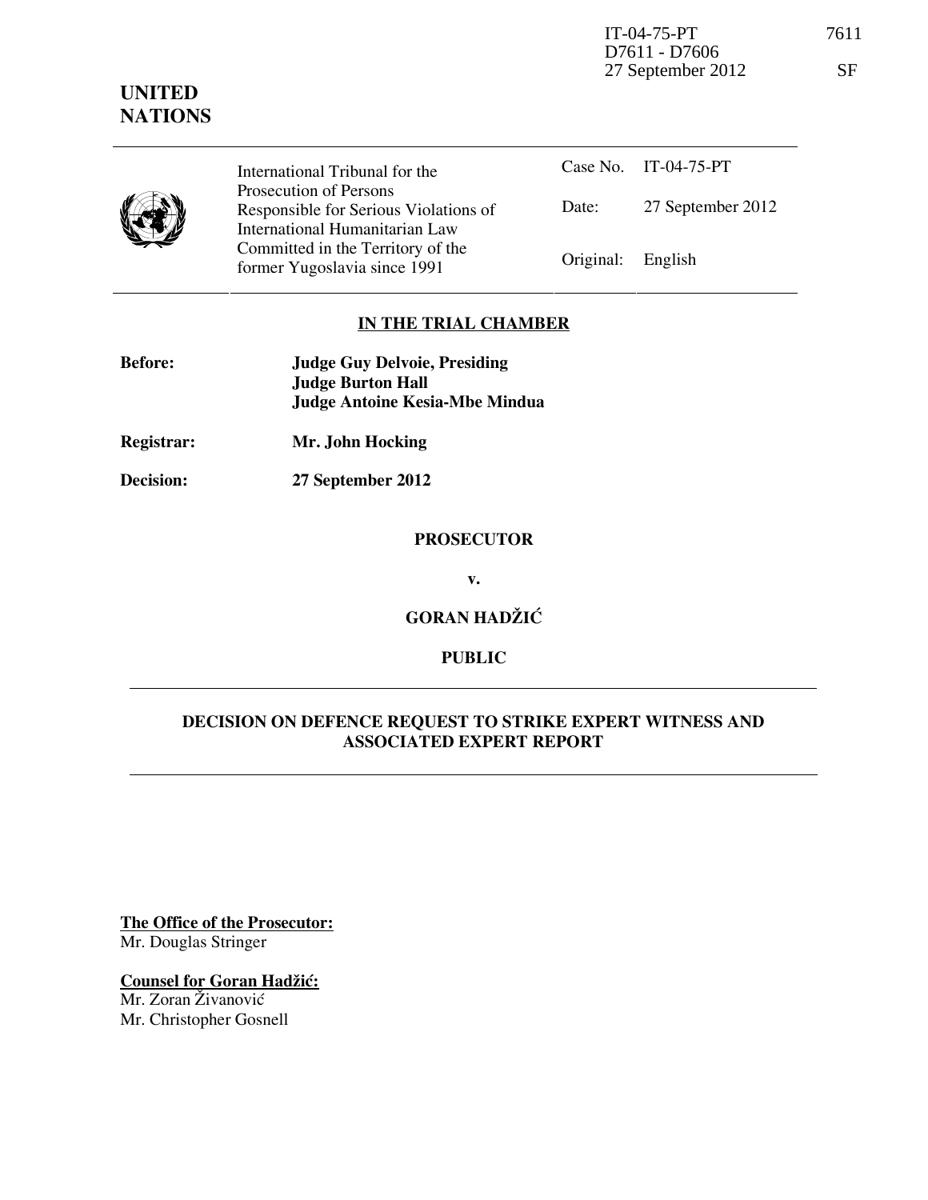IT-04-75-PT 7611
D7611 - D7606
27 September 2012 SF

**UNITED NATIONS**

| International Tribunal for the Prosecution of Persons Responsible for Serious Violations of International Humanitarian Law Committed in the Territory of the former Yugoslavia since 1991 | Case No. | IT-04-75-PT |
|---|---|---|
| | Date: | 27 September 2012 |
| | Original: | English |

**IN THE TRIAL CHAMBER**

**Before:** **Judge Guy Delvoie, Presiding**
**Judge Burton Hall**
**Judge Antoine Kesia-Mbe Mindua**

**Registrar:** **Mr. John Hocking**

**Decision:** **27 September 2012**

**PROSECUTOR**

**v.**

**GORAN HADŽIĆ**

**PUBLIC**

**DECISION ON DEFENCE REQUEST TO STRIKE EXPERT WITNESS AND ASSOCIATED EXPERT REPORT**

**The Office of the Prosecutor:**
Mr. Douglas Stringer

**Counsel for Goran Hadžić:**
Mr. Zoran Živanović
Mr. Christopher Gosnell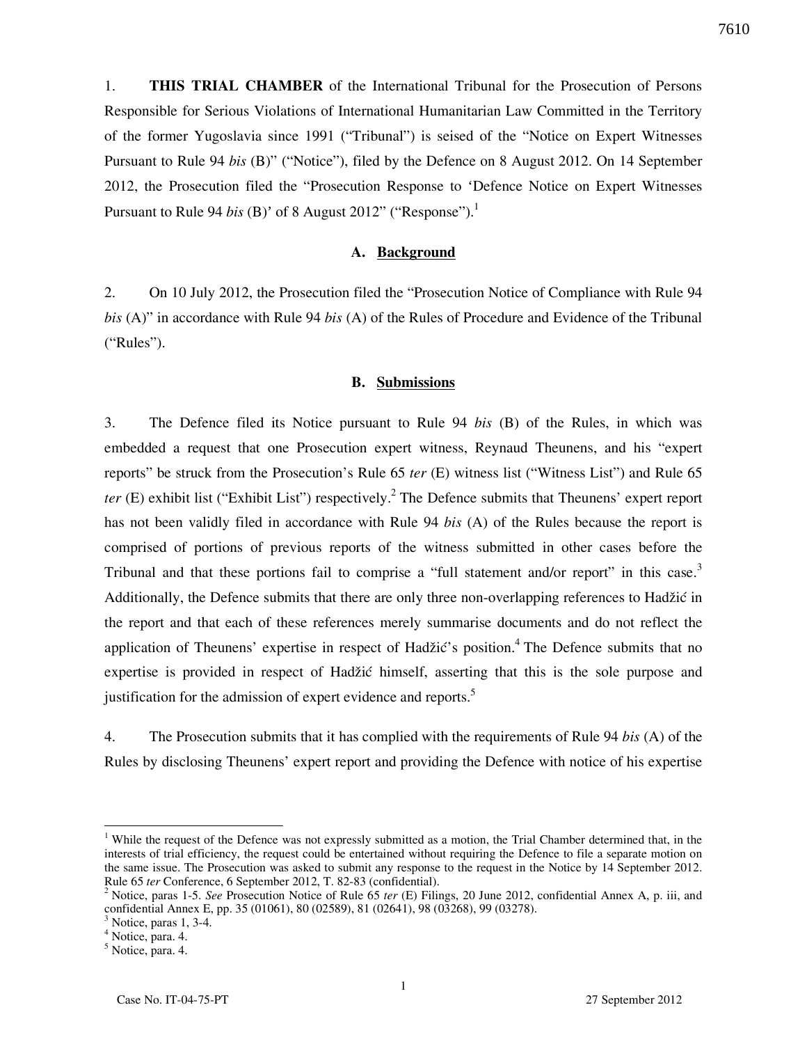1. **THIS TRIAL CHAMBER** of the International Tribunal for the Prosecution of Persons Responsible for Serious Violations of International Humanitarian Law Committed in the Territory of the former Yugoslavia since 1991 ("Tribunal") is seised of the "Notice on Expert Witnesses Pursuant to Rule 94 *bis* (B)" ("Notice"), filed by the Defence on 8 August 2012. On 14 September 2012, the Prosecution filed the "Prosecution Response to 'Defence Notice on Expert Witnesses Pursuant to Rule 94 *bis* (B)' of 8 August 2012" ("Response").[1]

### A. Background

2. On 10 July 2012, the Prosecution filed the "Prosecution Notice of Compliance with Rule 94 *bis* (A)" in accordance with Rule 94 *bis* (A) of the Rules of Procedure and Evidence of the Tribunal ("Rules").

### B. Submissions

3. The Defence filed its Notice pursuant to Rule 94 *bis* (B) of the Rules, in which was embedded a request that one Prosecution expert witness, Reynaud Theunens, and his "expert reports" be struck from the Prosecution's Rule 65 *ter* (E) witness list ("Witness List") and Rule 65 *ter* (E) exhibit list ("Exhibit List") respectively.[2] The Defence submits that Theunens' expert report has not been validly filed in accordance with Rule 94 *bis* (A) of the Rules because the report is comprised of portions of previous reports of the witness submitted in other cases before the Tribunal and that these portions fail to comprise a "full statement and/or report" in this case.[3] Additionally, the Defence submits that there are only three non-overlapping references to Hadžić in the report and that each of these references merely summarise documents and do not reflect the application of Theunens' expertise in respect of Hadžić's position.[4] The Defence submits that no expertise is provided in respect of Hadžić himself, asserting that this is the sole purpose and justification for the admission of expert evidence and reports.[5]

4. The Prosecution submits that it has complied with the requirements of Rule 94 *bis* (A) of the Rules by disclosing Theunens' expert report and providing the Defence with notice of his expertise

---

[1] While the request of the Defence was not expressly submitted as a motion, the Trial Chamber determined that, in the interests of trial efficiency, the request could be entertained without requiring the Defence to file a separate motion on the same issue. The Prosecution was asked to submit any response to the request in the Notice by 14 September 2012. Rule 65 *ter* Conference, 6 September 2012, T. 82-83 (confidential).

[2] Notice, paras 1-5. *See* Prosecution Notice of Rule 65 *ter* (E) Filings, 20 June 2012, confidential Annex A, p. iii, and confidential Annex E, pp. 35 (01061), 80 (02589), 81 (02641), 98 (03268), 99 (03278).

[3] Notice, paras 1, 3-4.

[4] Notice, para. 4.

[5] Notice, para. 4.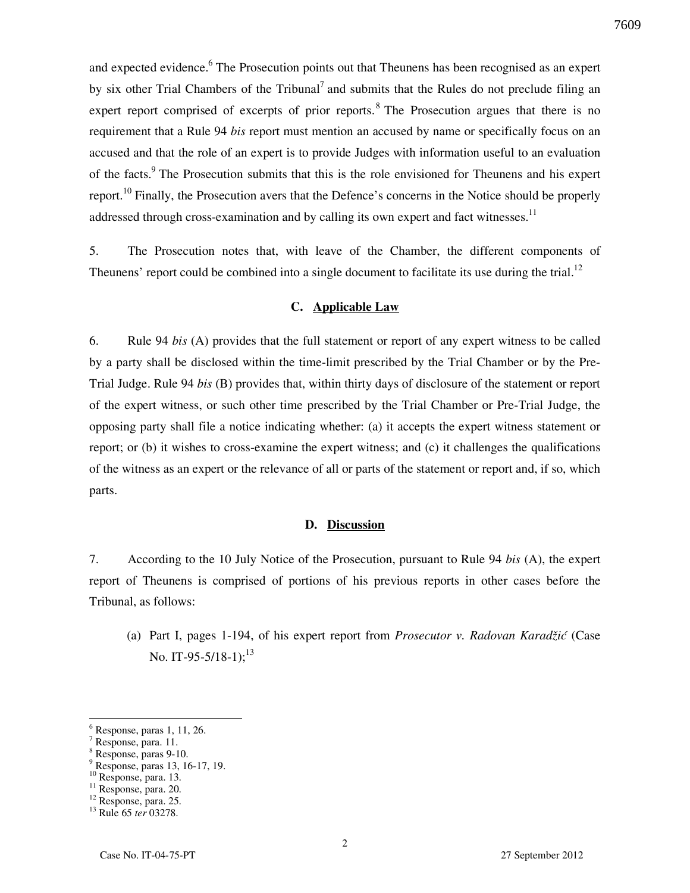and expected evidence.[6] The Prosecution points out that Theunens has been recognised as an expert by six other Trial Chambers of the Tribunal[7] and submits that the Rules do not preclude filing an expert report comprised of excerpts of prior reports.[8] The Prosecution argues that there is no requirement that a Rule 94 *bis* report must mention an accused by name or specifically focus on an accused and that the role of an expert is to provide Judges with information useful to an evaluation of the facts.[9] The Prosecution submits that this is the role envisioned for Theunens and his expert report.[10] Finally, the Prosecution avers that the Defence's concerns in the Notice should be properly addressed through cross-examination and by calling its own expert and fact witnesses.[11]

5. The Prosecution notes that, with leave of the Chamber, the different components of Theunens' report could be combined into a single document to facilitate its use during the trial.[12]

### C. Applicable Law

6. Rule 94 *bis* (A) provides that the full statement or report of any expert witness to be called by a party shall be disclosed within the time-limit prescribed by the Trial Chamber or by the Pre-Trial Judge. Rule 94 *bis* (B) provides that, within thirty days of disclosure of the statement or report of the expert witness, or such other time prescribed by the Trial Chamber or Pre-Trial Judge, the opposing party shall file a notice indicating whether: (a) it accepts the expert witness statement or report; or (b) it wishes to cross-examine the expert witness; and (c) it challenges the qualifications of the witness as an expert or the relevance of all or parts of the statement or report and, if so, which parts.

### D. Discussion

7. According to the 10 July Notice of the Prosecution, pursuant to Rule 94 *bis* (A), the expert report of Theunens is comprised of portions of his previous reports in other cases before the Tribunal, as follows:

(a) Part I, pages 1-194, of his expert report from *Prosecutor v. Radovan Karadžić* (Case No. IT-95-5/18-1);[13]

---

[6] Response, paras 1, 11, 26.

[7] Response, para. 11.

[8] Response, paras 9-10.

[9] Response, paras 13, 16-17, 19.

[10] Response, para. 13.

[11] Response, para. 20.

[12] Response, para. 25.

[13] Rule 65 *ter* 03278.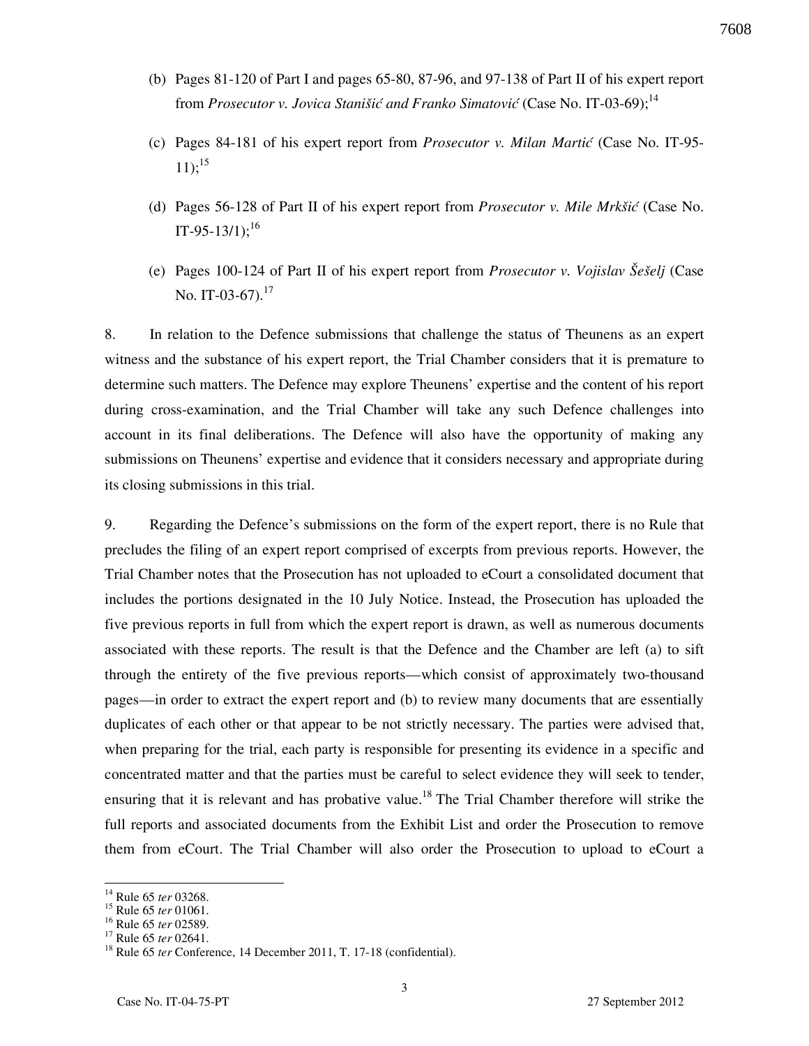(b) Pages 81-120 of Part I and pages 65-80, 87-96, and 97-138 of Part II of his expert report from *Prosecutor v. Jovica Stanišić and Franko Simatović* (Case No. IT-03-69);[14]

(c) Pages 84-181 of his expert report from *Prosecutor v. Milan Martić* (Case No. IT-95-11);[15]

(d) Pages 56-128 of Part II of his expert report from *Prosecutor v. Mile Mrkšić* (Case No. IT-95-13/1);[16]

(e) Pages 100-124 of Part II of his expert report from *Prosecutor v. Vojislav Šešelj* (Case No. IT-03-67).[17]

8. In relation to the Defence submissions that challenge the status of Theunens as an expert witness and the substance of his expert report, the Trial Chamber considers that it is premature to determine such matters. The Defence may explore Theunens' expertise and the content of his report during cross-examination, and the Trial Chamber will take any such Defence challenges into account in its final deliberations. The Defence will also have the opportunity of making any submissions on Theunens' expertise and evidence that it considers necessary and appropriate during its closing submissions in this trial.

9. Regarding the Defence's submissions on the form of the expert report, there is no Rule that precludes the filing of an expert report comprised of excerpts from previous reports. However, the Trial Chamber notes that the Prosecution has not uploaded to eCourt a consolidated document that includes the portions designated in the 10 July Notice. Instead, the Prosecution has uploaded the five previous reports in full from which the expert report is drawn, as well as numerous documents associated with these reports. The result is that the Defence and the Chamber are left (a) to sift through the entirety of the five previous reports—which consist of approximately two-thousand pages—in order to extract the expert report and (b) to review many documents that are essentially duplicates of each other or that appear to be not strictly necessary. The parties were advised that, when preparing for the trial, each party is responsible for presenting its evidence in a specific and concentrated matter and that the parties must be careful to select evidence they will seek to tender, ensuring that it is relevant and has probative value.[18] The Trial Chamber therefore will strike the full reports and associated documents from the Exhibit List and order the Prosecution to remove them from eCourt. The Trial Chamber will also order the Prosecution to upload to eCourt a

---

[14] Rule 65 *ter* 03268.
[15] Rule 65 *ter* 01061.
[16] Rule 65 *ter* 02589.
[17] Rule 65 *ter* 02641.
[18] Rule 65 *ter* Conference, 14 December 2011, T. 17-18 (confidential).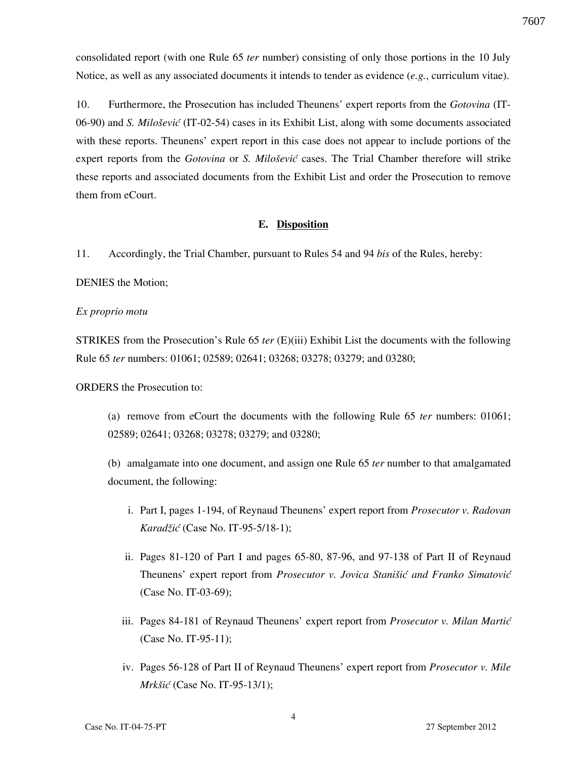consolidated report (with one Rule 65 *ter* number) consisting of only those portions in the 10 July Notice, as well as any associated documents it intends to tender as evidence (*e.g.*, curriculum vitae).

10. Furthermore, the Prosecution has included Theunens' expert reports from the *Gotovina* (IT-06-90) and *S. Milošević* (IT-02-54) cases in its Exhibit List, along with some documents associated with these reports. Theunens' expert report in this case does not appear to include portions of the expert reports from the *Gotovina* or *S. Milošević* cases. The Trial Chamber therefore will strike these reports and associated documents from the Exhibit List and order the Prosecution to remove them from eCourt.

### E. Disposition

11. Accordingly, the Trial Chamber, pursuant to Rules 54 and 94 *bis* of the Rules, hereby:

DENIES the Motion;

*Ex proprio motu*

STRIKES from the Prosecution's Rule 65 *ter* (E)(iii) Exhibit List the documents with the following Rule 65 *ter* numbers: 01061; 02589; 02641; 03268; 03278; 03279; and 03280;

ORDERS the Prosecution to:

(a) remove from eCourt the documents with the following Rule 65 *ter* numbers: 01061; 02589; 02641; 03268; 03278; 03279; and 03280;

(b) amalgamate into one document, and assign one Rule 65 *ter* number to that amalgamated document, the following:

i. Part I, pages 1-194, of Reynaud Theunens' expert report from *Prosecutor v. Radovan Karadžić* (Case No. IT-95-5/18-1);

ii. Pages 81-120 of Part I and pages 65-80, 87-96, and 97-138 of Part II of Reynaud Theunens' expert report from *Prosecutor v. Jovica Stanišić and Franko Simatović* (Case No. IT-03-69);

iii. Pages 84-181 of Reynaud Theunens' expert report from *Prosecutor v. Milan Martić* (Case No. IT-95-11);

iv. Pages 56-128 of Part II of Reynaud Theunens' expert report from *Prosecutor v. Mile Mrkšić* (Case No. IT-95-13/1);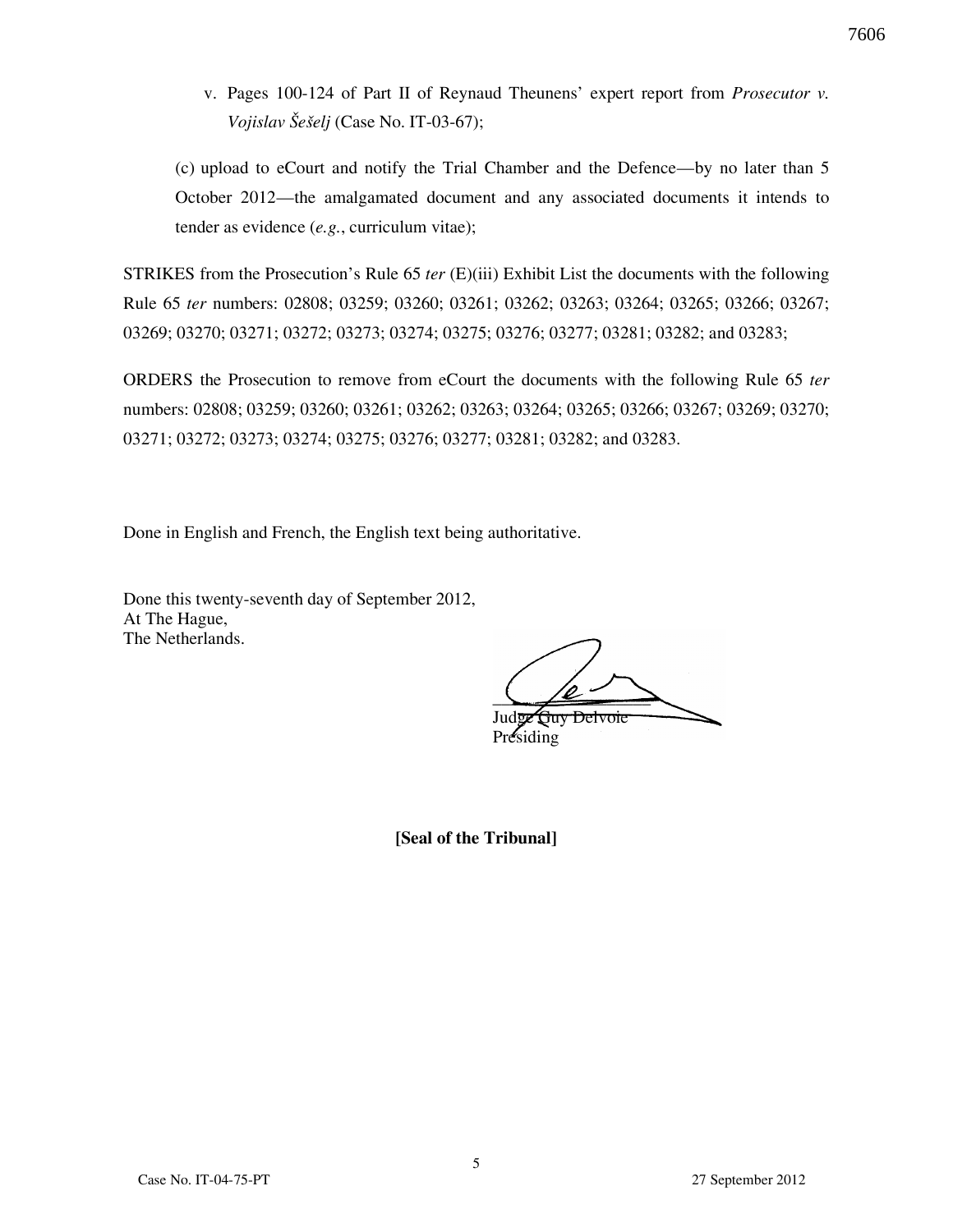v. Pages 100-124 of Part II of Reynaud Theunens' expert report from *Prosecutor v. Vojislav Šešelj* (Case No. IT-03-67);

(c) upload to eCourt and notify the Trial Chamber and the Defence—by no later than 5 October 2012—the amalgamated document and any associated documents it intends to tender as evidence (*e.g.*, curriculum vitae);

STRIKES from the Prosecution's Rule 65 *ter* (E)(iii) Exhibit List the documents with the following Rule 65 *ter* numbers: 02808; 03259; 03260; 03261; 03262; 03263; 03264; 03265; 03266; 03267; 03269; 03270; 03271; 03272; 03273; 03274; 03275; 03276; 03277; 03281; 03282; and 03283;

ORDERS the Prosecution to remove from eCourt the documents with the following Rule 65 *ter* numbers: 02808; 03259; 03260; 03261; 03262; 03263; 03264; 03265; 03266; 03267; 03269; 03270; 03271; 03272; 03273; 03274; 03275; 03276; 03277; 03281; 03282; and 03283.

Done in English and French, the English text being authoritative.

Done this twenty-seventh day of September 2012,
At The Hague,
The Netherlands.

Judge Guy Delvoie
Presiding

**[Seal of the Tribunal]**